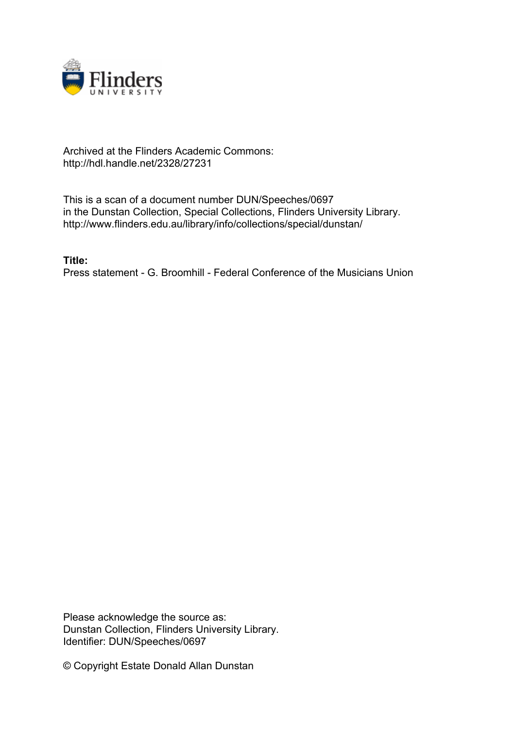Archived at the Flinders Academic Commons:
http://hdl.handle.net/2328/27231

This is a scan of a document number DUN/Speeches/0697
in the Dunstan Collection, Special Collections, Flinders University Library.
http://www.flinders.edu.au/library/info/collections/special/dunstan/

**Title:**
Press statement - G. Broomhill - Federal Conference of the Musicians Union

Please acknowledge the source as:
Dunstan Collection, Flinders University Library.
Identifier: DUN/Speeches/0697

© Copyright Estate Donald Allan Dunstan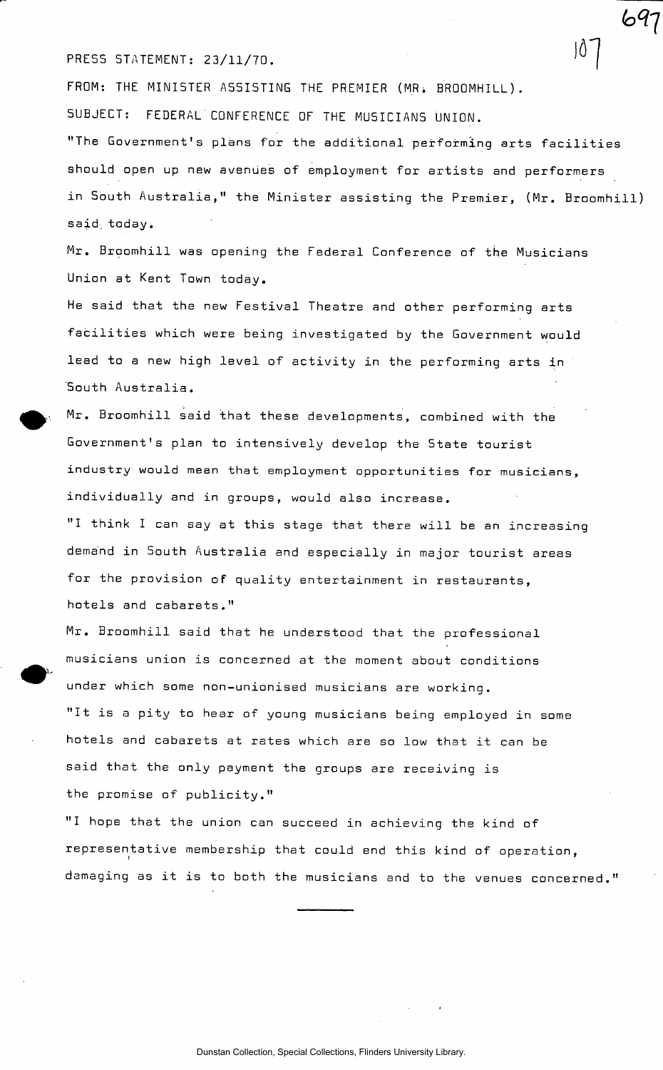PRESS STATEMENT: 23/11/70.

FROM: THE MINISTER ASSISTING THE PREMIER (MR. BROOMHILL).

SUBJECT: FEDERAL CONFERENCE OF THE MUSICIANS UNION.

"The Government's plans for the additional performing arts facilities should open up new avenues of employment for artists and performers in South Australia," the Minister assisting the Premier, (Mr. Broomhill) said today.

Mr. Broomhill was opening the Federal Conference of the Musicians Union at Kent Town today.

He said that the new Festival Theatre and other performing arts facilities which were being investigated by the Government would lead to a new high level of activity in the performing arts in South Australia.

Mr. Broomhill said that these developments, combined with the Government's plan to intensively develop the State tourist industry would mean that employment opportunities for musicians, individually and in groups, would also increase.

"I think I can say at this stage that there will be an increasing demand in South Australia and especially in major tourist areas for the provision of quality entertainment in restaurants, hotels and cabarets."

Mr. Broomhill said that he understood that the professional musicians union is concerned at the moment about conditions under which some non-unionised musicians are working.

"It is a pity to hear of young musicians being employed in some hotels and cabarets at rates which are so low that it can be said that the only payment the groups are receiving is the promise of publicity."

"I hope that the union can succeed in achieving the kind of representative membership that could end this kind of operation, damaging as it is to both the musicians and to the venues concerned."

---

Dunstan Collection, Special Collections, Flinders University Library.